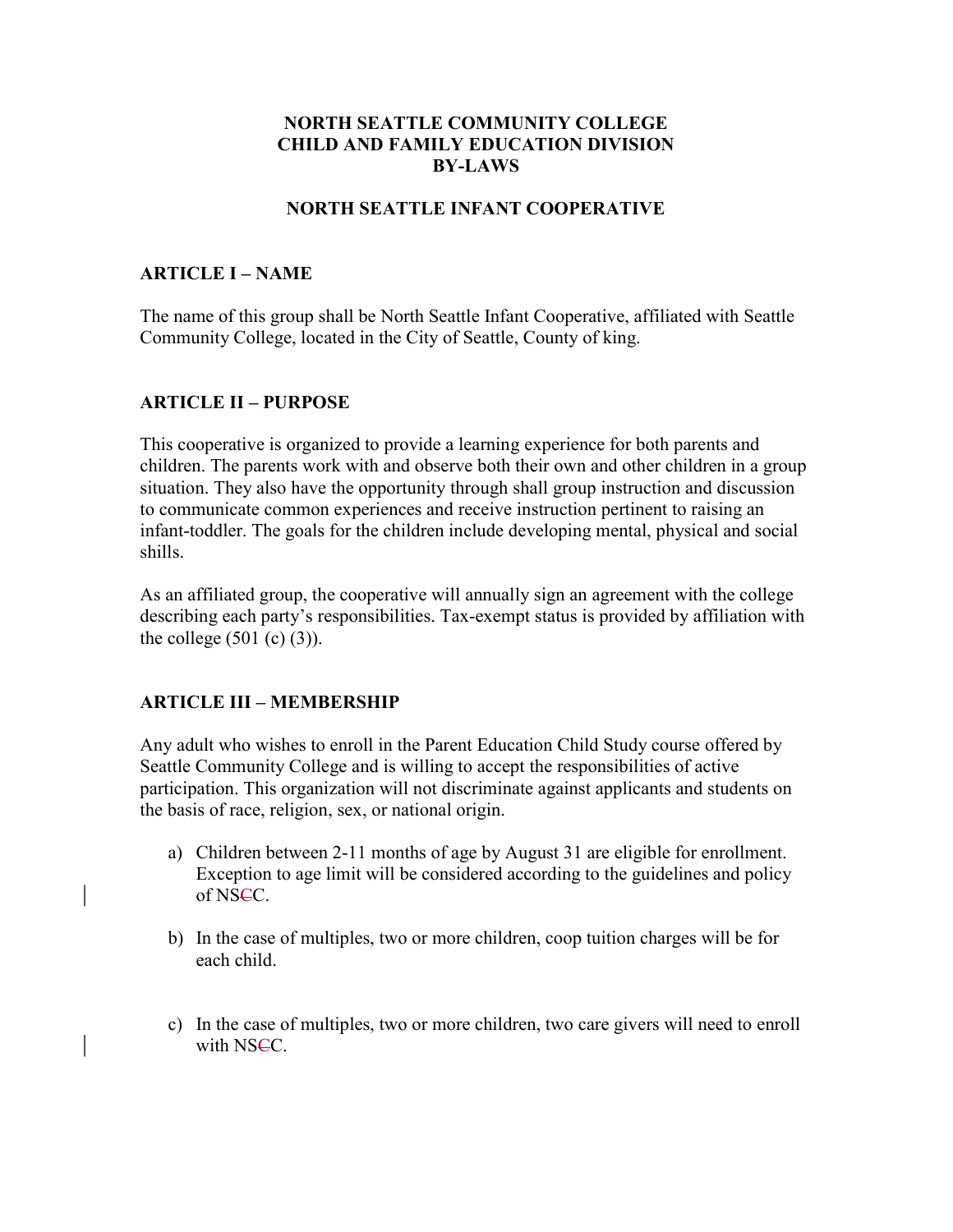# NORTH SEATTLE COMMUNITY COLLEGE
# CHILD AND FAMILY EDUCATION DIVISION
# BY-LAWS

## NORTH SEATTLE INFANT COOPERATIVE

### ARTICLE I – NAME

The name of this group shall be North Seattle Infant Cooperative, affiliated with Seattle Community College, located in the City of Seattle, County of king.

### ARTICLE II – PURPOSE

This cooperative is organized to provide a learning experience for both parents and children. The parents work with and observe both their own and other children in a group situation. They also have the opportunity through shall group instruction and discussion to communicate common experiences and receive instruction pertinent to raising an infant-toddler. The goals for the children include developing mental, physical and social shills.

As an affiliated group, the cooperative will annually sign an agreement with the college describing each party's responsibilities. Tax-exempt status is provided by affiliation with the college (501 (c) (3)).

### ARTICLE III – MEMBERSHIP

Any adult who wishes to enroll in the Parent Education Child Study course offered by Seattle Community College and is willing to accept the responsibilities of active participation. This organization will not discriminate against applicants and students on the basis of race, religion, sex, or national origin.

a) Children between 2-11 months of age by August 31 are eligible for enrollment. Exception to age limit will be considered according to the guidelines and policy of NS~~C~~C.

b) In the case of multiples, two or more children, coop tuition charges will be for each child.

c) In the case of multiples, two or more children, two care givers will need to enroll with NS~~C~~C.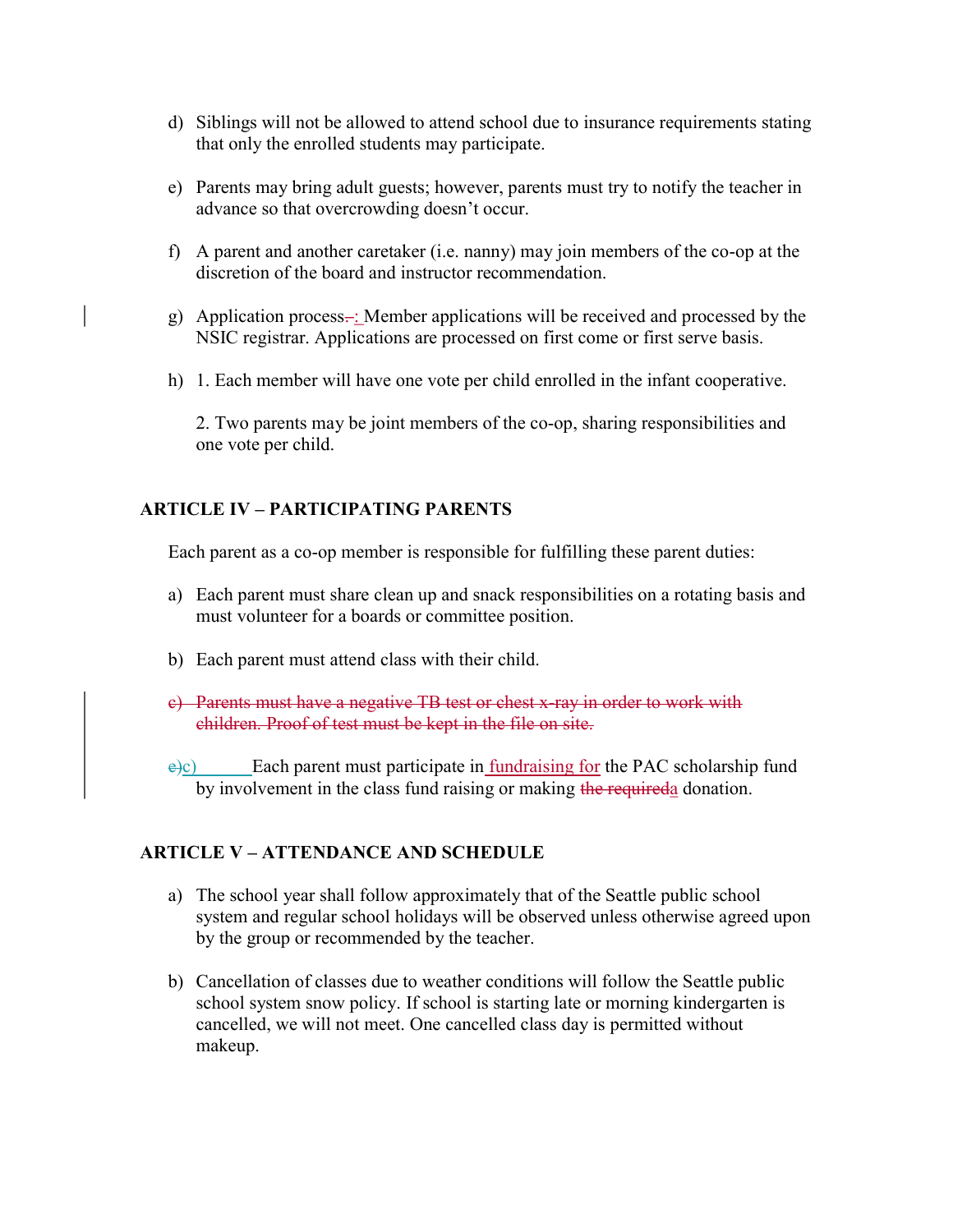d) Siblings will not be allowed to attend school due to insurance requirements stating that only the enrolled students may participate.

e) Parents may bring adult guests; however, parents must try to notify the teacher in advance so that overcrowding doesn't occur.

f) A parent and another caretaker (i.e. nanny) may join members of the co-op at the discretion of the board and instructor recommendation.

g) Application process~~.~~: Member applications will be received and processed by the NSIC registrar. Applications are processed on first come or first serve basis.

h) 1. Each member will have one vote per child enrolled in the infant cooperative.

   2. Two parents may be joint members of the co-op, sharing responsibilities and one vote per child.

## ARTICLE IV – PARTICIPATING PARENTS

Each parent as a co-op member is responsible for fulfilling these parent duties:

a) Each parent must share clean up and snack responsibilities on a rotating basis and must volunteer for a boards or committee position.

b) Each parent must attend class with their child.

~~c) Parents must have a negative TB test or chest x-ray in order to work with children. Proof of test must be kept in the file on site.~~

~~e)~~c) Each parent must participate in fundraising for the PAC scholarship fund by involvement in the class fund raising or making ~~the required~~a donation.

## ARTICLE V – ATTENDANCE AND SCHEDULE

a) The school year shall follow approximately that of the Seattle public school system and regular school holidays will be observed unless otherwise agreed upon by the group or recommended by the teacher.

b) Cancellation of classes due to weather conditions will follow the Seattle public school system snow policy. If school is starting late or morning kindergarten is cancelled, we will not meet. One cancelled class day is permitted without makeup.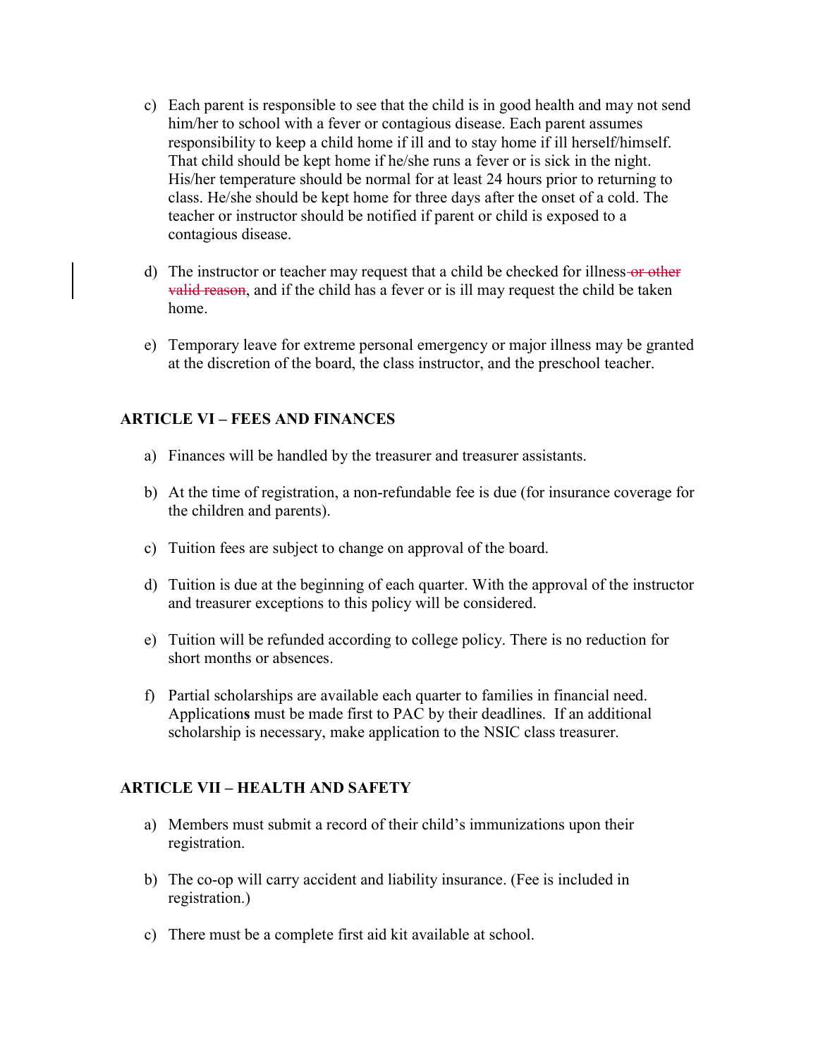c) Each parent is responsible to see that the child is in good health and may not send him/her to school with a fever or contagious disease. Each parent assumes responsibility to keep a child home if ill and to stay home if ill herself/himself. That child should be kept home if he/she runs a fever or is sick in the night. His/her temperature should be normal for at least 24 hours prior to returning to class. He/she should be kept home for three days after the onset of a cold. The teacher or instructor should be notified if parent or child is exposed to a contagious disease.

d) The instructor or teacher may request that a child be checked for illness ~~or other valid reason~~, and if the child has a fever or is ill may request the child be taken home.

e) Temporary leave for extreme personal emergency or major illness may be granted at the discretion of the board, the class instructor, and the preschool teacher.

## ARTICLE VI – FEES AND FINANCES

a) Finances will be handled by the treasurer and treasurer assistants.

b) At the time of registration, a non-refundable fee is due (for insurance coverage for the children and parents).

c) Tuition fees are subject to change on approval of the board.

d) Tuition is due at the beginning of each quarter. With the approval of the instructor and treasurer exceptions to this policy will be considered.

e) Tuition will be refunded according to college policy. There is no reduction for short months or absences.

f) Partial scholarships are available each quarter to families in financial need. Application**s** must be made first to PAC by their deadlines. If an additional scholarship is necessary, make application to the NSIC class treasurer.

## ARTICLE VII – HEALTH AND SAFETY

a) Members must submit a record of their child's immunizations upon their registration.

b) The co-op will carry accident and liability insurance. (Fee is included in registration.)

c) There must be a complete first aid kit available at school.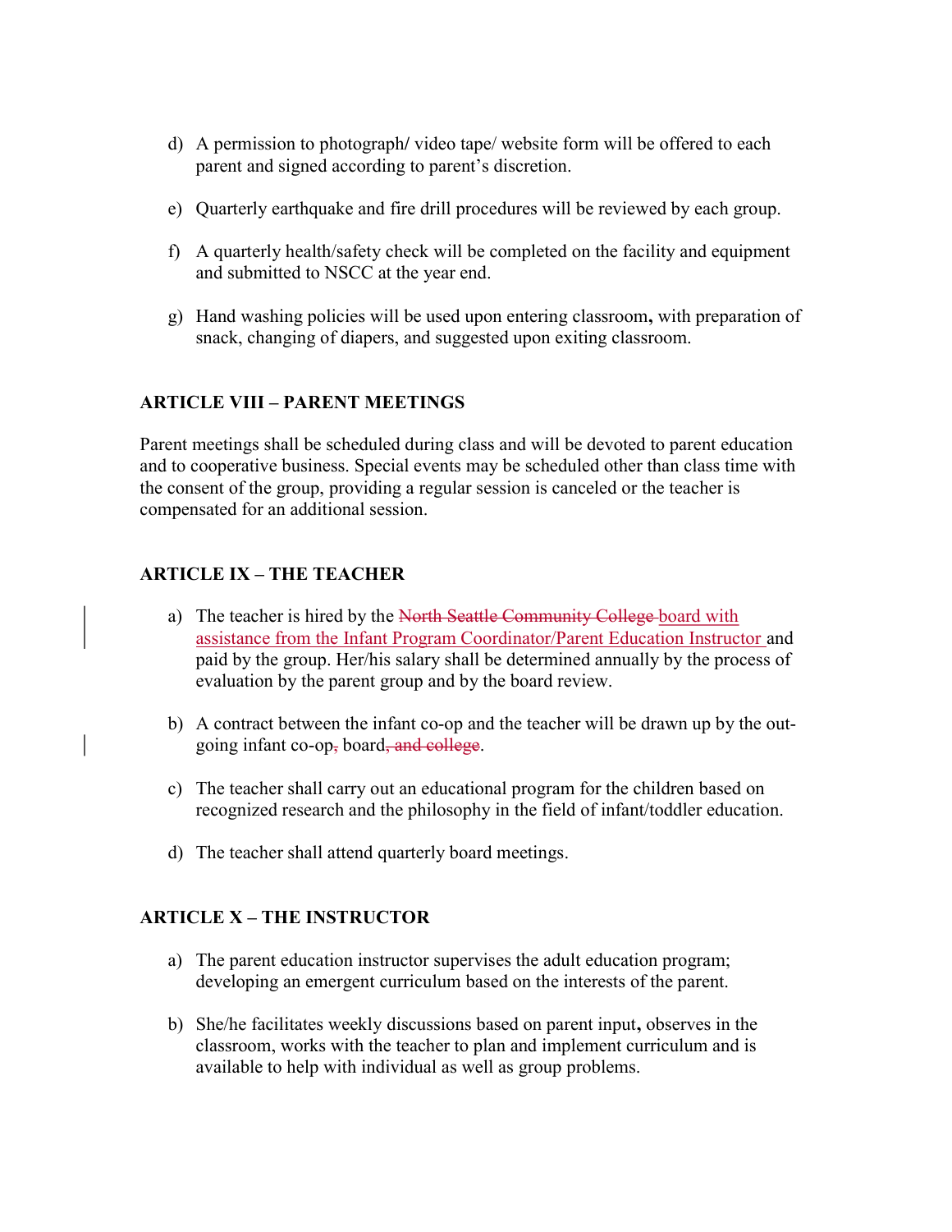d) A permission to photograph/ video tape/ website form will be offered to each parent and signed according to parent's discretion.

e) Quarterly earthquake and fire drill procedures will be reviewed by each group.

f) A quarterly health/safety check will be completed on the facility and equipment and submitted to NSCC at the year end.

g) Hand washing policies will be used upon entering classroom, with preparation of snack, changing of diapers, and suggested upon exiting classroom.

## ARTICLE VIII – PARENT MEETINGS

Parent meetings shall be scheduled during class and will be devoted to parent education and to cooperative business. Special events may be scheduled other than class time with the consent of the group, providing a regular session is canceled or the teacher is compensated for an additional session.

## ARTICLE IX – THE TEACHER

a) The teacher is hired by the ~~North Seattle Community College~~ board with assistance from the Infant Program Coordinator/Parent Education Instructor and paid by the group. Her/his salary shall be determined annually by the process of evaluation by the parent group and by the board review.

b) A contract between the infant co-op and the teacher will be drawn up by the out-going infant co-op~~,~~ board~~, and college~~.

c) The teacher shall carry out an educational program for the children based on recognized research and the philosophy in the field of infant/toddler education.

d) The teacher shall attend quarterly board meetings.

## ARTICLE X – THE INSTRUCTOR

a) The parent education instructor supervises the adult education program; developing an emergent curriculum based on the interests of the parent.

b) She/he facilitates weekly discussions based on parent input, observes in the classroom, works with the teacher to plan and implement curriculum and is available to help with individual as well as group problems.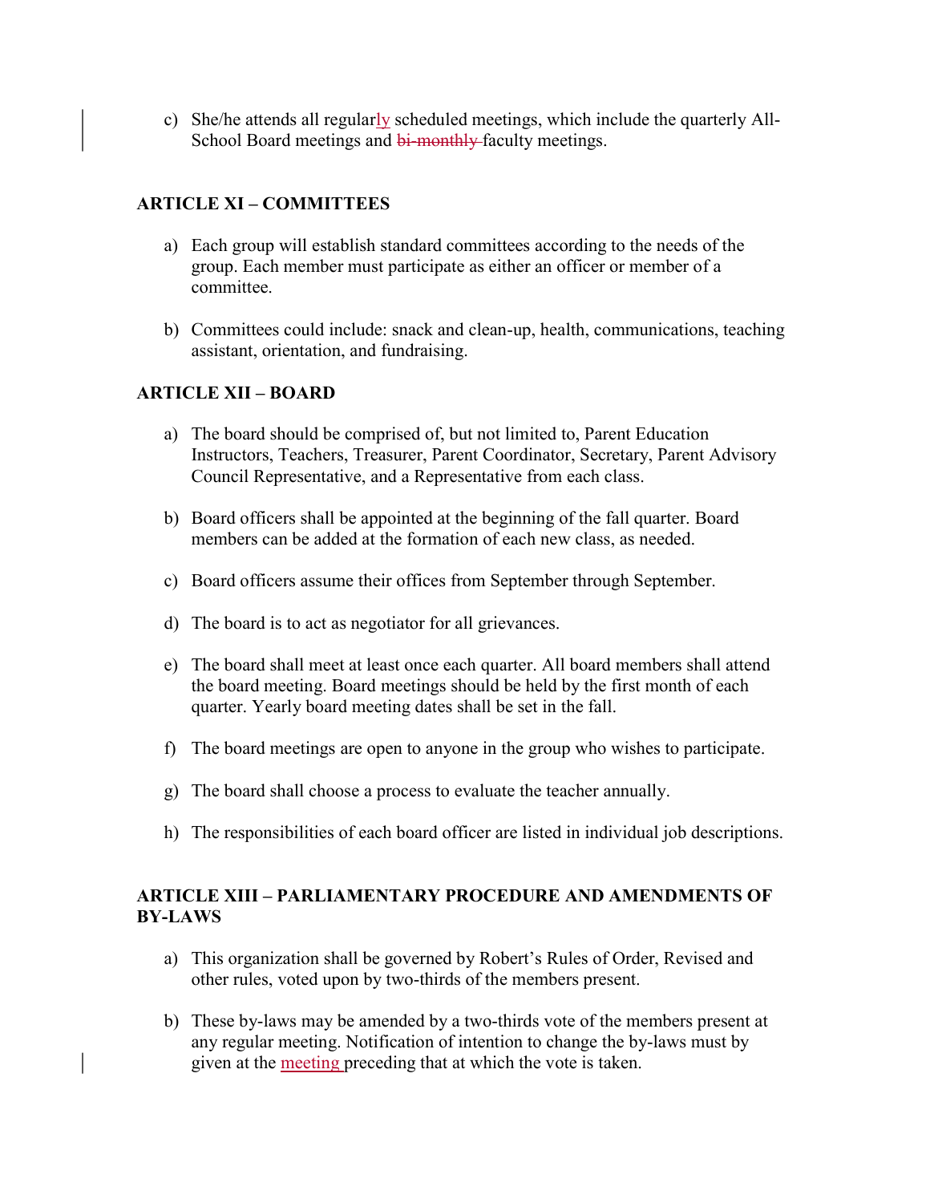c) She/he attends all regularly scheduled meetings, which include the quarterly All-School Board meetings and ~~bi-monthly~~ faculty meetings.

### ARTICLE XI – COMMITTEES

a) Each group will establish standard committees according to the needs of the group. Each member must participate as either an officer or member of a committee.

b) Committees could include: snack and clean-up, health, communications, teaching assistant, orientation, and fundraising.

### ARTICLE XII – BOARD

a) The board should be comprised of, but not limited to, Parent Education Instructors, Teachers, Treasurer, Parent Coordinator, Secretary, Parent Advisory Council Representative, and a Representative from each class.

b) Board officers shall be appointed at the beginning of the fall quarter. Board members can be added at the formation of each new class, as needed.

c) Board officers assume their offices from September through September.

d) The board is to act as negotiator for all grievances.

e) The board shall meet at least once each quarter. All board members shall attend the board meeting. Board meetings should be held by the first month of each quarter. Yearly board meeting dates shall be set in the fall.

f) The board meetings are open to anyone in the group who wishes to participate.

g) The board shall choose a process to evaluate the teacher annually.

h) The responsibilities of each board officer are listed in individual job descriptions.

### ARTICLE XIII – PARLIAMENTARY PROCEDURE AND AMENDMENTS OF BY-LAWS

a) This organization shall be governed by Robert's Rules of Order, Revised and other rules, voted upon by two-thirds of the members present.

b) These by-laws may be amended by a two-thirds vote of the members present at any regular meeting. Notification of intention to change the by-laws must by given at the meeting preceding that at which the vote is taken.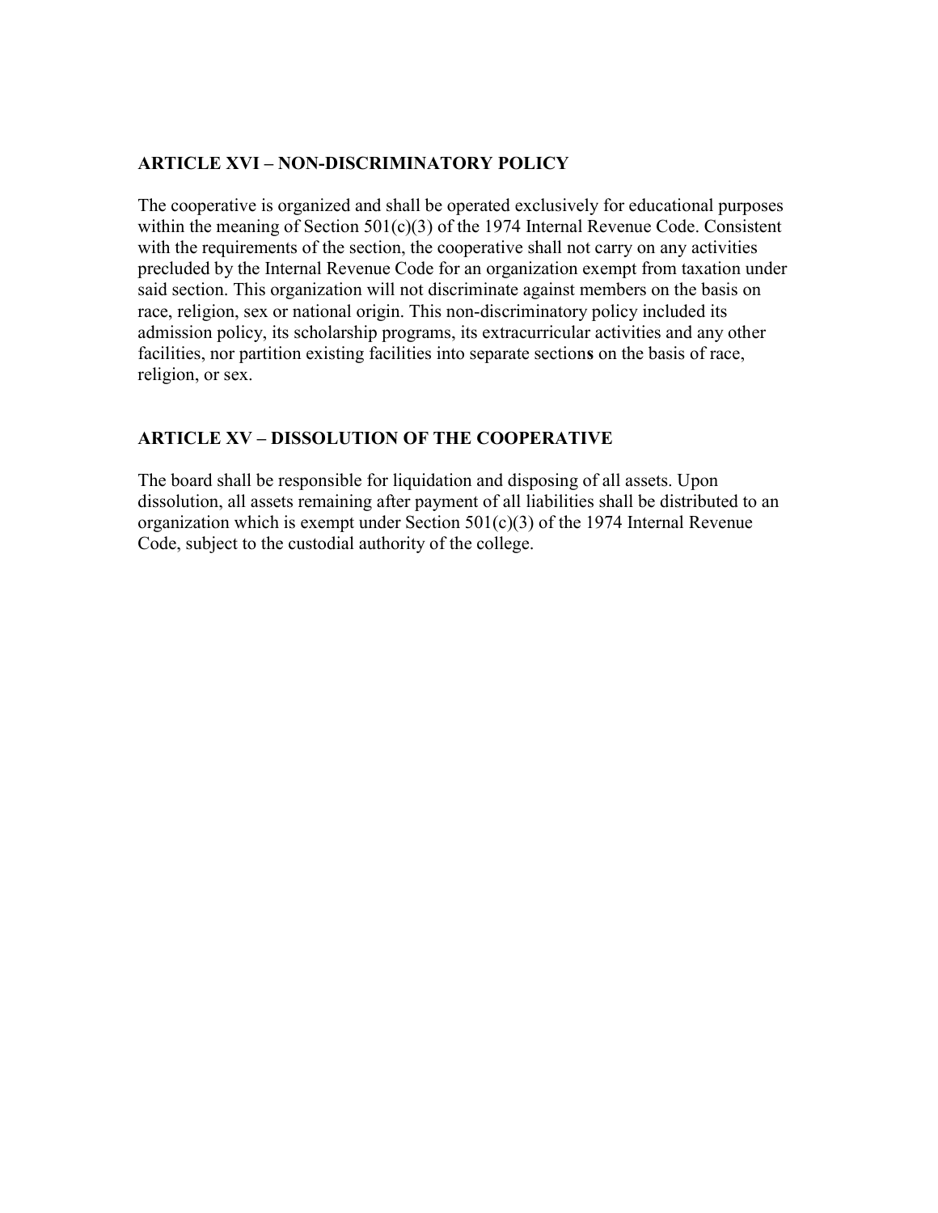**ARTICLE XVI – NON-DISCRIMINATORY POLICY**

The cooperative is organized and shall be operated exclusively for educational purposes within the meaning of Section 501(c)(3) of the 1974 Internal Revenue Code. Consistent with the requirements of the section, the cooperative shall not carry on any activities precluded by the Internal Revenue Code for an organization exempt from taxation under said section. This organization will not discriminate against members on the basis on race, religion, sex or national origin. This non-discriminatory policy included its admission policy, its scholarship programs, its extracurricular activities and any other facilities, nor partition existing facilities into separate section**s** on the basis of race, religion, or sex.

**ARTICLE XV – DISSOLUTION OF THE COOPERATIVE**

The board shall be responsible for liquidation and disposing of all assets. Upon dissolution, all assets remaining after payment of all liabilities shall be distributed to an organization which is exempt under Section 501(c)(3) of the 1974 Internal Revenue Code, subject to the custodial authority of the college.